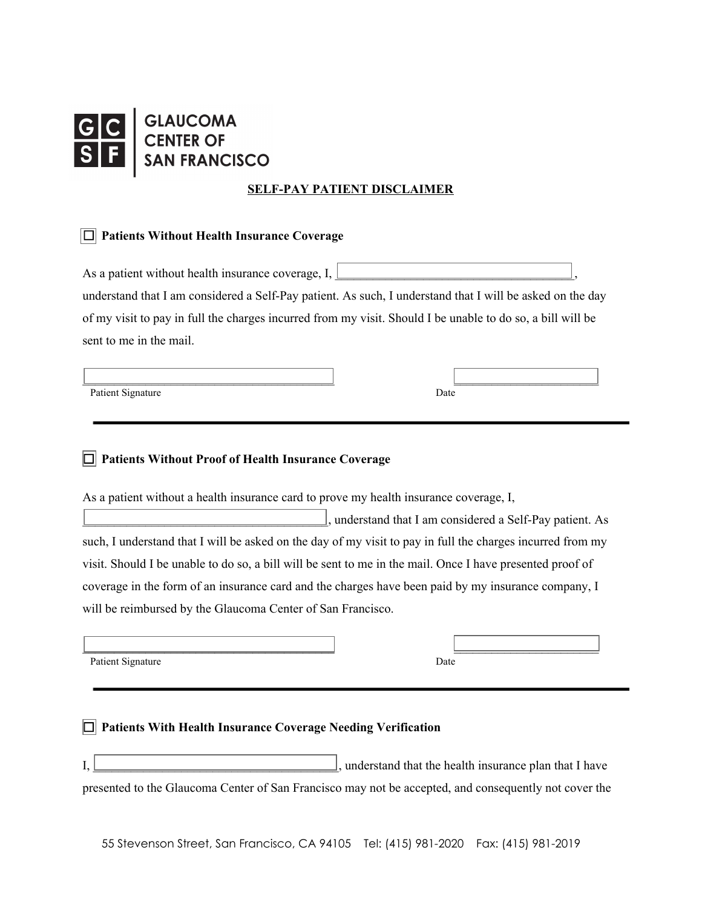GLAUCOMA CENTER OF SAN FRANCISCO

## SELF-PAY PATIENT DISCLAIMER

☐ **Patients Without Health Insurance Coverage**

As a patient without health insurance coverage, I, ______________________________________, understand that I am considered a Self-Pay patient. As such, I understand that I will be asked on the day of my visit to pay in full the charges incurred from my visit. Should I be unable to do so, a bill will be sent to me in the mail.

______________________________________ ______________________

Patient Signature Date

---

☐ **Patients Without Proof of Health Insurance Coverage**

As a patient without a health insurance card to prove my health insurance coverage, I, ______________________________________, understand that I am considered a Self-Pay patient. As such, I understand that I will be asked on the day of my visit to pay in full the charges incurred from my visit. Should I be unable to do so, a bill will be sent to me in the mail. Once I have presented proof of coverage in the form of an insurance card and the charges have been paid by my insurance company, I will be reimbursed by the Glaucoma Center of San Francisco.

______________________________________ ______________________

Patient Signature Date

---

☐ **Patients With Health Insurance Coverage Needing Verification**

I, ______________________________________, understand that the health insurance plan that I have presented to the Glaucoma Center of San Francisco may not be accepted, and consequently not cover the

55 Stevenson Street, San Francisco, CA 94105 Tel: (415) 981-2020 Fax: (415) 981-2019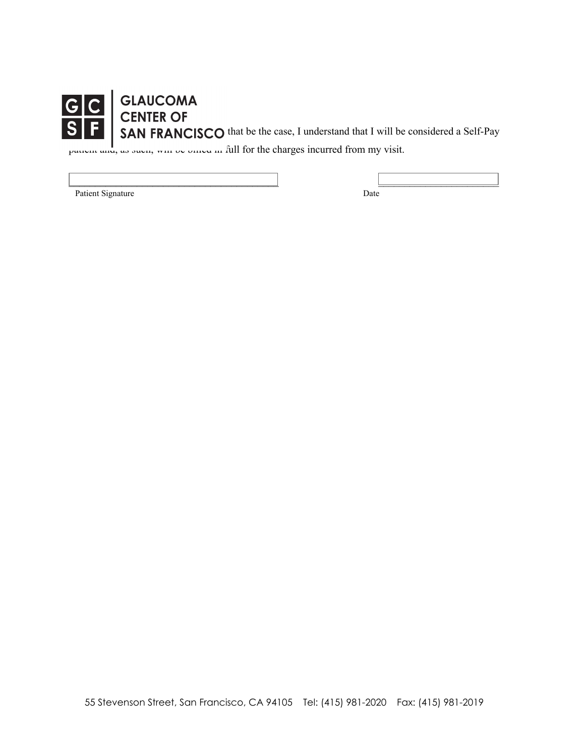# GLAUCOMA CENTER OF SAN FRANCISCO

that be the case, I understand that I will be considered a Self-Pay patient and, as such, will be billed in full for the charges incurred from my visit.

| | |
|---|---|
| Patient Signature | Date |

55 Stevenson Street, San Francisco, CA 94105 Tel: (415) 981-2020 Fax: (415) 981-2019